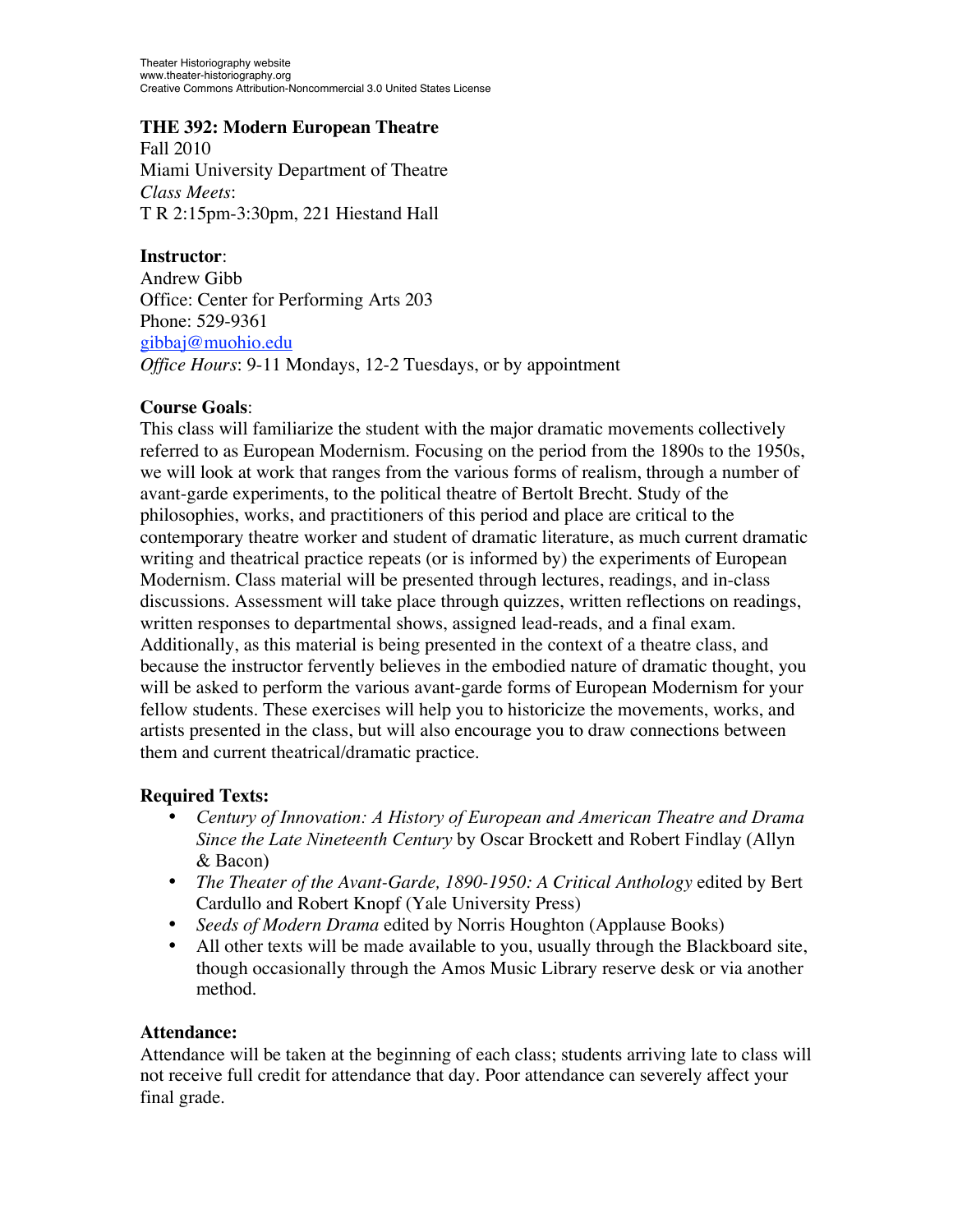Theater Historiography website
www.theater-historiography.org
Creative Commons Attribution-Noncommercial 3.0 United States License

**THE 392: Modern European Theatre**
Fall 2010
Miami University Department of Theatre
*Class Meets*:
T R 2:15pm-3:30pm, 221 Hiestand Hall

**Instructor**:
Andrew Gibb
Office: Center for Performing Arts 203
Phone: 529-9361
gibbaj@muohio.edu
*Office Hours*: 9-11 Mondays, 12-2 Tuesdays, or by appointment

**Course Goals**:
This class will familiarize the student with the major dramatic movements collectively referred to as European Modernism. Focusing on the period from the 1890s to the 1950s, we will look at work that ranges from the various forms of realism, through a number of avant-garde experiments, to the political theatre of Bertolt Brecht. Study of the philosophies, works, and practitioners of this period and place are critical to the contemporary theatre worker and student of dramatic literature, as much current dramatic writing and theatrical practice repeats (or is informed by) the experiments of European Modernism. Class material will be presented through lectures, readings, and in-class discussions. Assessment will take place through quizzes, written reflections on readings, written responses to departmental shows, assigned lead-reads, and a final exam. Additionally, as this material is being presented in the context of a theatre class, and because the instructor fervently believes in the embodied nature of dramatic thought, you will be asked to perform the various avant-garde forms of European Modernism for your fellow students. These exercises will help you to historicize the movements, works, and artists presented in the class, but will also encourage you to draw connections between them and current theatrical/dramatic practice.

**Required Texts:**

- *Century of Innovation: A History of European and American Theatre and Drama Since the Late Nineteenth Century* by Oscar Brockett and Robert Findlay (Allyn & Bacon)
- *The Theater of the Avant-Garde, 1890-1950: A Critical Anthology* edited by Bert Cardullo and Robert Knopf (Yale University Press)
- *Seeds of Modern Drama* edited by Norris Houghton (Applause Books)
- All other texts will be made available to you, usually through the Blackboard site, though occasionally through the Amos Music Library reserve desk or via another method.

**Attendance:**
Attendance will be taken at the beginning of each class; students arriving late to class will not receive full credit for attendance that day. Poor attendance can severely affect your final grade.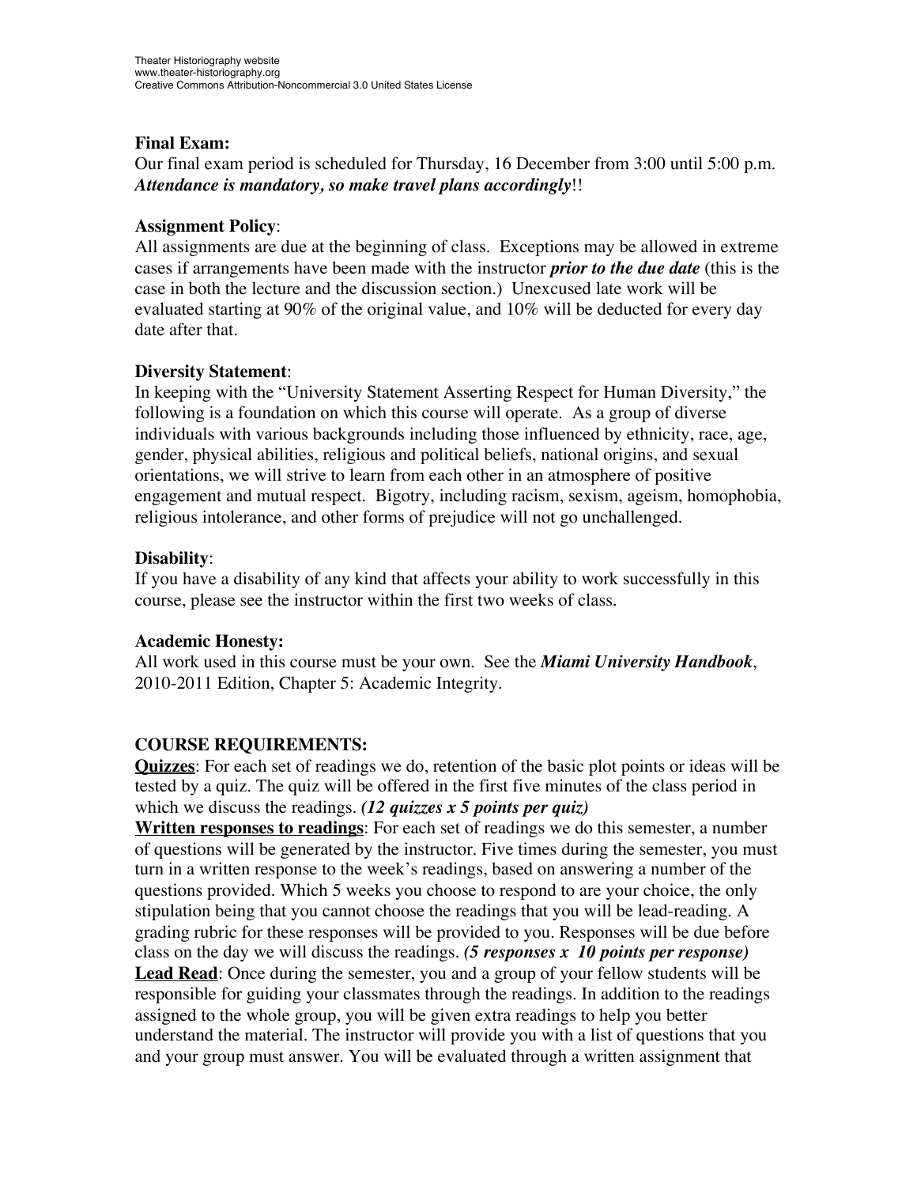**Final Exam:**
Our final exam period is scheduled for Thursday, 16 December from 3:00 until 5:00 p.m. ***Attendance is mandatory, so make travel plans accordingly***!!

**Assignment Policy**:
All assignments are due at the beginning of class. Exceptions may be allowed in extreme cases if arrangements have been made with the instructor ***prior to the due date*** (this is the case in both the lecture and the discussion section.) Unexcused late work will be evaluated starting at 90% of the original value, and 10% will be deducted for every day date after that.

**Diversity Statement**:
In keeping with the "University Statement Asserting Respect for Human Diversity," the following is a foundation on which this course will operate. As a group of diverse individuals with various backgrounds including those influenced by ethnicity, race, age, gender, physical abilities, religious and political beliefs, national origins, and sexual orientations, we will strive to learn from each other in an atmosphere of positive engagement and mutual respect. Bigotry, including racism, sexism, ageism, homophobia, religious intolerance, and other forms of prejudice will not go unchallenged.

**Disability**:
If you have a disability of any kind that affects your ability to work successfully in this course, please see the instructor within the first two weeks of class.

**Academic Honesty:**
All work used in this course must be your own. See the ***Miami University Handbook***, 2010-2011 Edition, Chapter 5: Academic Integrity.

**COURSE REQUIREMENTS:**
**Quizzes**: For each set of readings we do, retention of the basic plot points or ideas will be tested by a quiz. The quiz will be offered in the first five minutes of the class period in which we discuss the readings. ***(12 quizzes x 5 points per quiz)***
**Written responses to readings**: For each set of readings we do this semester, a number of questions will be generated by the instructor. Five times during the semester, you must turn in a written response to the week's readings, based on answering a number of the questions provided. Which 5 weeks you choose to respond to are your choice, the only stipulation being that you cannot choose the readings that you will be lead-reading. A grading rubric for these responses will be provided to you. Responses will be due before class on the day we will discuss the readings. ***(5 responses x 10 points per response)***
**Lead Read**: Once during the semester, you and a group of your fellow students will be responsible for guiding your classmates through the readings. In addition to the readings assigned to the whole group, you will be given extra readings to help you better understand the material. The instructor will provide you with a list of questions that you and your group must answer. You will be evaluated through a written assignment that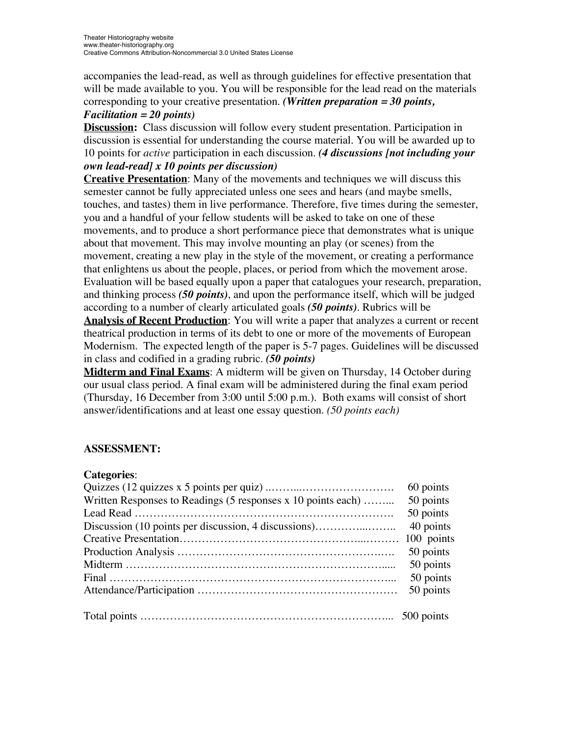accompanies the lead-read, as well as through guidelines for effective presentation that will be made available to you. You will be responsible for the lead read on the materials corresponding to your creative presentation. ***(Written preparation = 30 points, Facilitation = 20 points)***

**Discussion:** Class discussion will follow every student presentation. Participation in discussion is essential for understanding the course material. You will be awarded up to 10 points for *active* participation in each discussion. ***(4 discussions [not including your own lead-read] x 10 points per discussion)***

**Creative Presentation**: Many of the movements and techniques we will discuss this semester cannot be fully appreciated unless one sees and hears (and maybe smells, touches, and tastes) them in live performance. Therefore, five times during the semester, you and a handful of your fellow students will be asked to take on one of these movements, and to produce a short performance piece that demonstrates what is unique about that movement. This may involve mounting an play (or scenes) from the movement, creating a new play in the style of the movement, or creating a performance that enlightens us about the people, places, or period from which the movement arose. Evaluation will be based equally upon a paper that catalogues your research, preparation, and thinking process ***(50 points)***, and upon the performance itself, which will be judged according to a number of clearly articulated goals ***(50 points)***. Rubrics will be

**Analysis of Recent Production**: You will write a paper that analyzes a current or recent theatrical production in terms of its debt to one or more of the movements of European Modernism. The expected length of the paper is 5-7 pages. Guidelines will be discussed in class and codified in a grading rubric. ***(50 points)***

**Midterm and Final Exams**: A midterm will be given on Thursday, 14 October during our usual class period. A final exam will be administered during the final exam period (Thursday, 16 December from 3:00 until 5:00 p.m.). Both exams will consist of short answer/identifications and at least one essay question. *(50 points each)*

**ASSESSMENT:**

**Categories**:

| | |
|---|---|
| Quizzes (12 quizzes x 5 points per quiz) | 60 points |
| Written Responses to Readings (5 responses x 10 points each) | 50 points |
| Lead Read | 50 points |
| Discussion (10 points per discussion, 4 discussions) | 40 points |
| Creative Presentation | 100 points |
| Production Analysis | 50 points |
| Midterm | 50 points |
| Final | 50 points |
| Attendance/Participation | 50 points |
| | |
| Total points | 500 points |